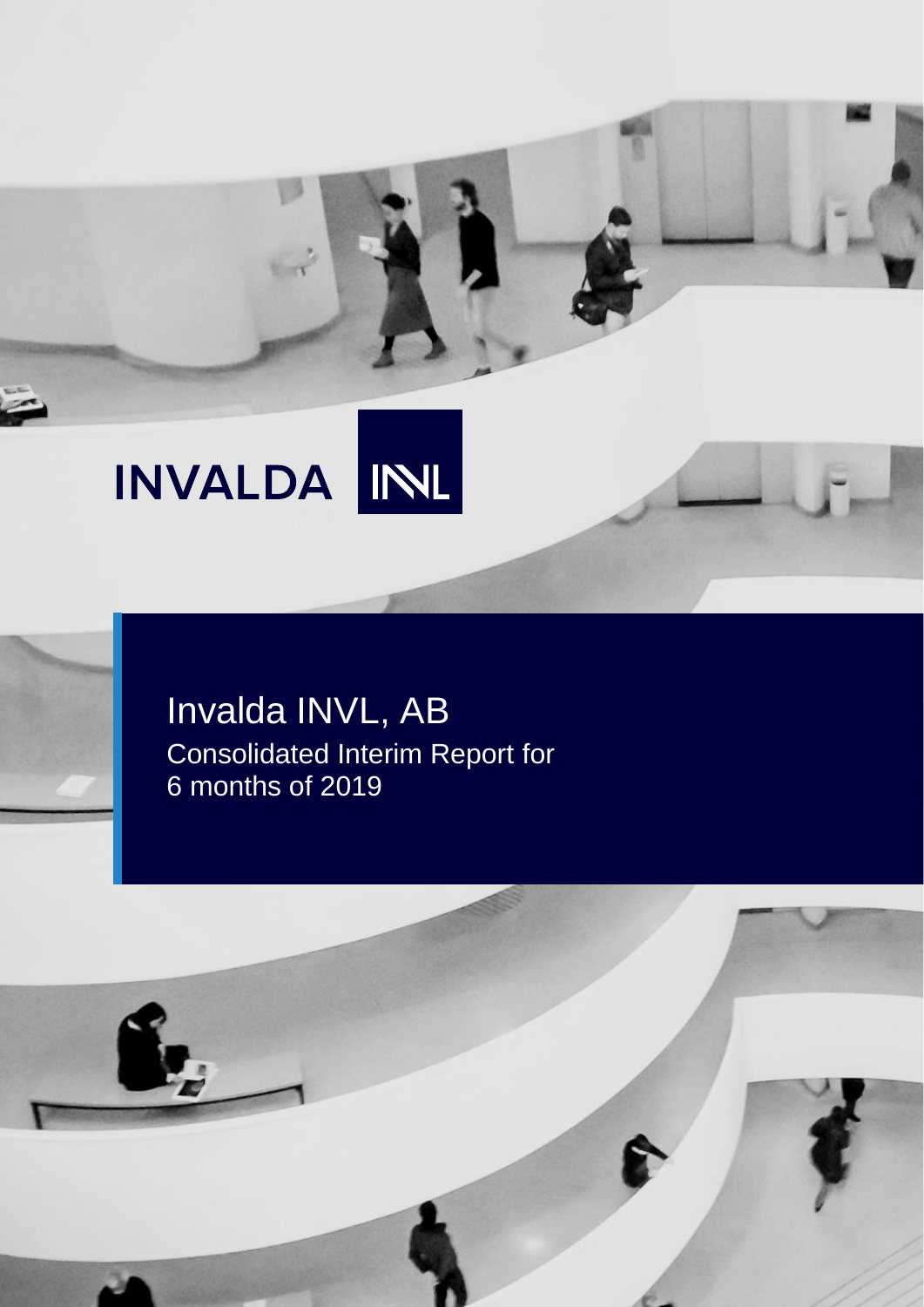INVALDA INVL

# Invalda INVL, AB

Consolidated Interim Report for 6 months of 2019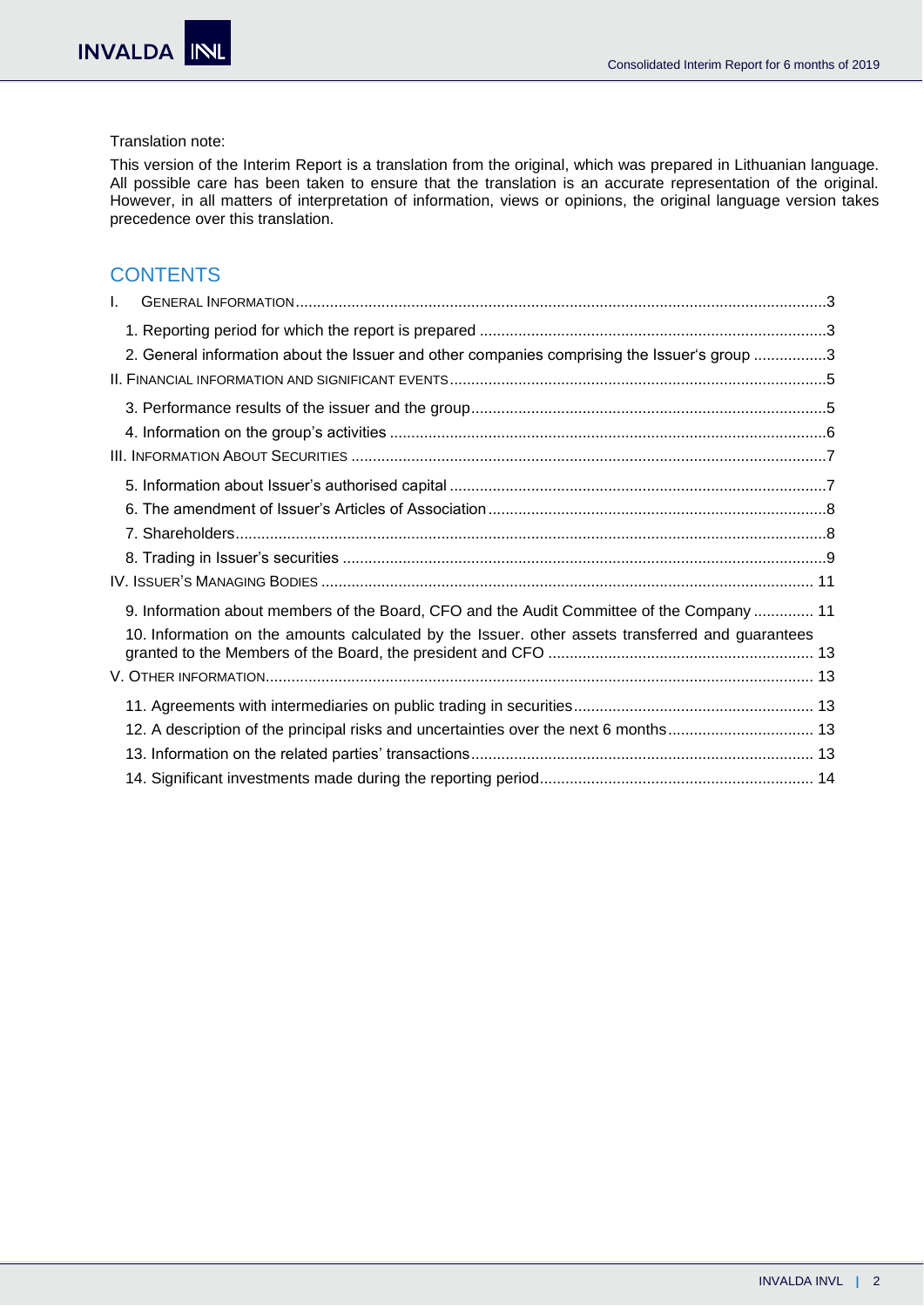Translation note:

This version of the Interim Report is a translation from the original, which was prepared in Lithuanian language. All possible care has been taken to ensure that the translation is an accurate representation of the original. However, in all matters of interpretation of information, views or opinions, the original language version takes precedence over this translation.

## CONTENTS

I. GENERAL INFORMATION ... 3

- 1. Reporting period for which the report is prepared ... 3
- 2. General information about the Issuer and other companies comprising the Issuer's group ... 3

II. FINANCIAL INFORMATION AND SIGNIFICANT EVENTS ... 5

- 3. Performance results of the issuer and the group ... 5
- 4. Information on the group's activities ... 6

III. INFORMATION ABOUT SECURITIES ... 7

- 5. Information about Issuer's authorised capital ... 7
- 6. The amendment of Issuer's Articles of Association ... 8
- 7. Shareholders ... 8
- 8. Trading in Issuer's securities ... 9

IV. ISSUER'S MANAGING BODIES ... 11

- 9. Information about members of the Board, CFO and the Audit Committee of the Company ... 11
- 10. Information on the amounts calculated by the Issuer. other assets transferred and guarantees granted to the Members of the Board, the president and CFO ... 13

V. OTHER INFORMATION ... 13

- 11. Agreements with intermediaries on public trading in securities ... 13
- 12. A description of the principal risks and uncertainties over the next 6 months ... 13
- 13. Information on the related parties' transactions ... 13
- 14. Significant investments made during the reporting period ... 14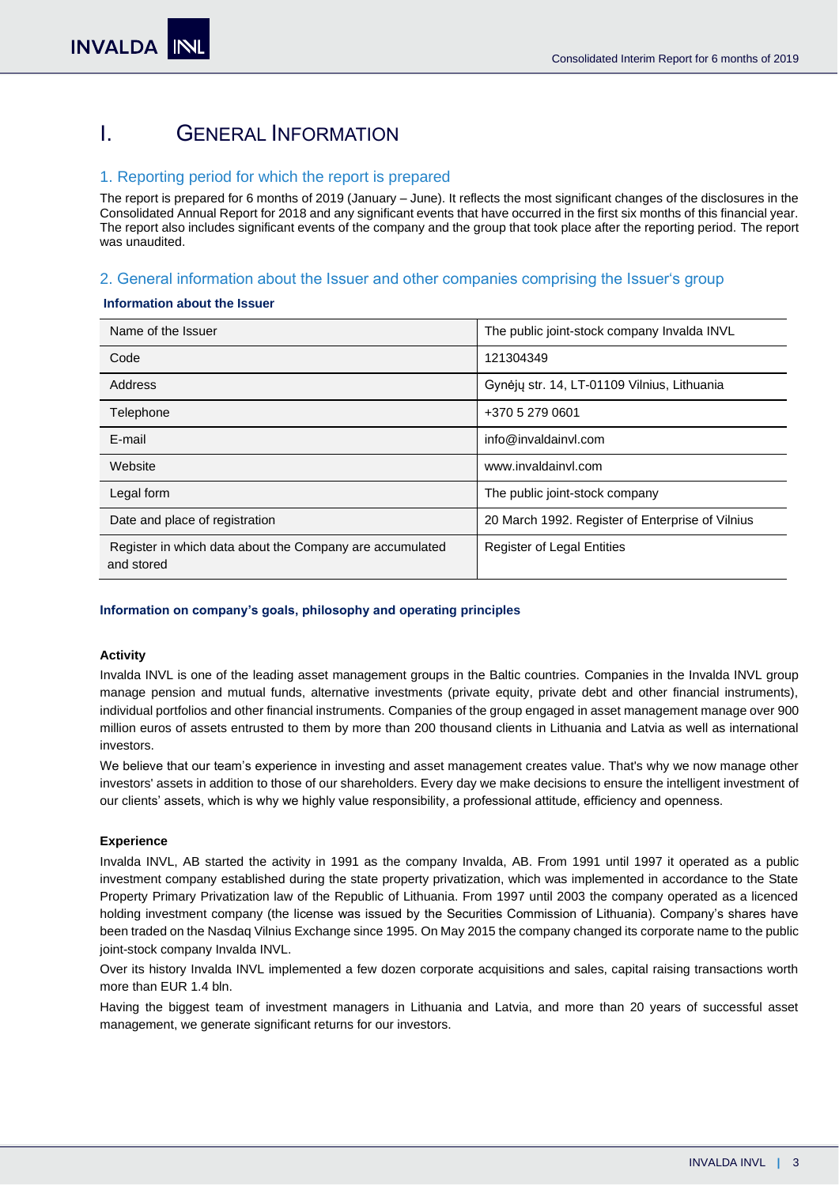# I. GENERAL INFORMATION

## 1. Reporting period for which the report is prepared

The report is prepared for 6 months of 2019 (January – June). It reflects the most significant changes of the disclosures in the Consolidated Annual Report for 2018 and any significant events that have occurred in the first six months of this financial year. The report also includes significant events of the company and the group that took place after the reporting period. The report was unaudited.

## 2. General information about the Issuer and other companies comprising the Issuer's group

**Information about the Issuer**

| | |
|---|---|
| Name of the Issuer | The public joint-stock company Invalda INVL |
| Code | 121304349 |
| Address | Gynėjų str. 14, LT-01109 Vilnius, Lithuania |
| Telephone | +370 5 279 0601 |
| E-mail | info@invaldainvl.com |
| Website | www.invaldainvl.com |
| Legal form | The public joint-stock company |
| Date and place of registration | 20 March 1992. Register of Enterprise of Vilnius |
| Register in which data about the Company are accumulated and stored | Register of Legal Entities |

**Information on company's goals, philosophy and operating principles**

**Activity**

Invalda INVL is one of the leading asset management groups in the Baltic countries. Companies in the Invalda INVL group manage pension and mutual funds, alternative investments (private equity, private debt and other financial instruments), individual portfolios and other financial instruments. Companies of the group engaged in asset management manage over 900 million euros of assets entrusted to them by more than 200 thousand clients in Lithuania and Latvia as well as international investors.

We believe that our team's experience in investing and asset management creates value. That's why we now manage other investors' assets in addition to those of our shareholders. Every day we make decisions to ensure the intelligent investment of our clients' assets, which is why we highly value responsibility, a professional attitude, efficiency and openness.

**Experience**

Invalda INVL, AB started the activity in 1991 as the company Invalda, AB. From 1991 until 1997 it operated as a public investment company established during the state property privatization, which was implemented in accordance to the State Property Primary Privatization law of the Republic of Lithuania. From 1997 until 2003 the company operated as a licenced holding investment company (the license was issued by the Securities Commission of Lithuania). Company's shares have been traded on the Nasdaq Vilnius Exchange since 1995. On May 2015 the company changed its corporate name to the public joint-stock company Invalda INVL.

Over its history Invalda INVL implemented a few dozen corporate acquisitions and sales, capital raising transactions worth more than EUR 1.4 bln.

Having the biggest team of investment managers in Lithuania and Latvia, and more than 20 years of successful asset management, we generate significant returns for our investors.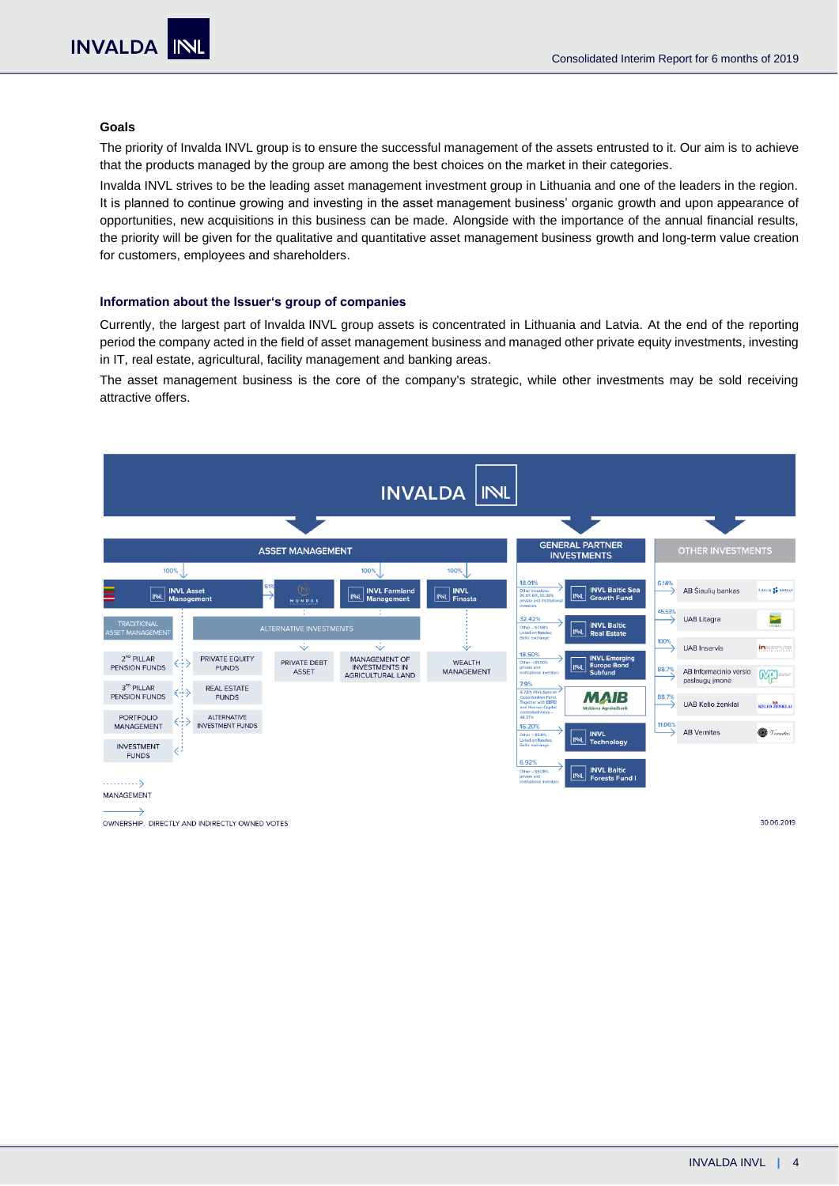### Goals

The priority of Invalda INVL group is to ensure the successful management of the assets entrusted to it. Our aim is to achieve that the products managed by the group are among the best choices on the market in their categories.

Invalda INVL strives to be the leading asset management investment group in Lithuania and one of the leaders in the region. It is planned to continue growing and investing in the asset management business' organic growth and upon appearance of opportunities, new acquisitions in this business can be made. Alongside with the importance of the annual financial results, the priority will be given for the qualitative and quantitative asset management business growth and long-term value creation for customers, employees and shareholders.

### Information about the Issuer's group of companies

Currently, the largest part of Invalda INVL group assets is concentrated in Lithuania and Latvia. At the end of the reporting period the company acted in the field of asset management business and managed other private equity investments, investing in IT, real estate, agricultural, facility management and banking areas.

The asset management business is the core of the company's strategic, while other investments may be sold receiving attractive offers.

INVALDA INVL

**ASSET MANAGEMENT**

- 100% INVL Asset Management
  - 51% Mundus
  - TRADITIONAL ASSET MANAGEMENT: 2nd PILLAR PENSION FUNDS; 3rd PILLAR PENSION FUNDS; PORTFOLIO MANAGEMENT; INVESTMENT FUNDS
  - ALTERNATIVE INVESTMENTS: PRIVATE EQUITY FUNDS; REAL ESTATE FUNDS; ALTERNATIVE INVESTMENT FUNDS; PRIVATE DEBT ASSET
- 100% INVL Farmland Management – MANAGEMENT OF INVESTMENTS IN AGRICULTURAL LAND
- 100% INVL Finasta – WEALTH MANAGEMENT

**GENERAL PARTNER INVESTMENTS**

- 18.01% INVL Baltic Sea Growth Fund (Other investors: 36.6% EIF, 55.39% private and institutional investors)
- 32.42% INVL Baltic Real Estate (Other – 67.58% Listed on Nasdaq Baltic exchange)
- 18.50% INVL Emerging Europe Bond Subfund (Other – 81.50% private and institutional investors)
- 7.9% MAIB (9.78% INVL Special Opportunities Fund. Together with EBRD and Horizon Capital controlled votes – 46.37%)
- 16.20% INVL Technology (Other – 83.8% Listed on Nasdaq Baltic exchange)
- 6.92% INVL Baltic Forests Fund I (Other – 93.08% private and institutional investors)

**OTHER INVESTMENTS**

- 6.14% AB Šiaulių bankas
- 45.53% UAB Litagra
- 100% UAB Inservis
- 88.7% AB Informacinio verslo paslaugų įmonė
- 88.7% UAB Kelio ženklai
- 11.06% AB Vernitas

MANAGEMENT (dashed arrow)

OWNERSHIP, DIRECTLY AND INDIRECTLY OWNED VOTES (solid arrow)

30.06.2019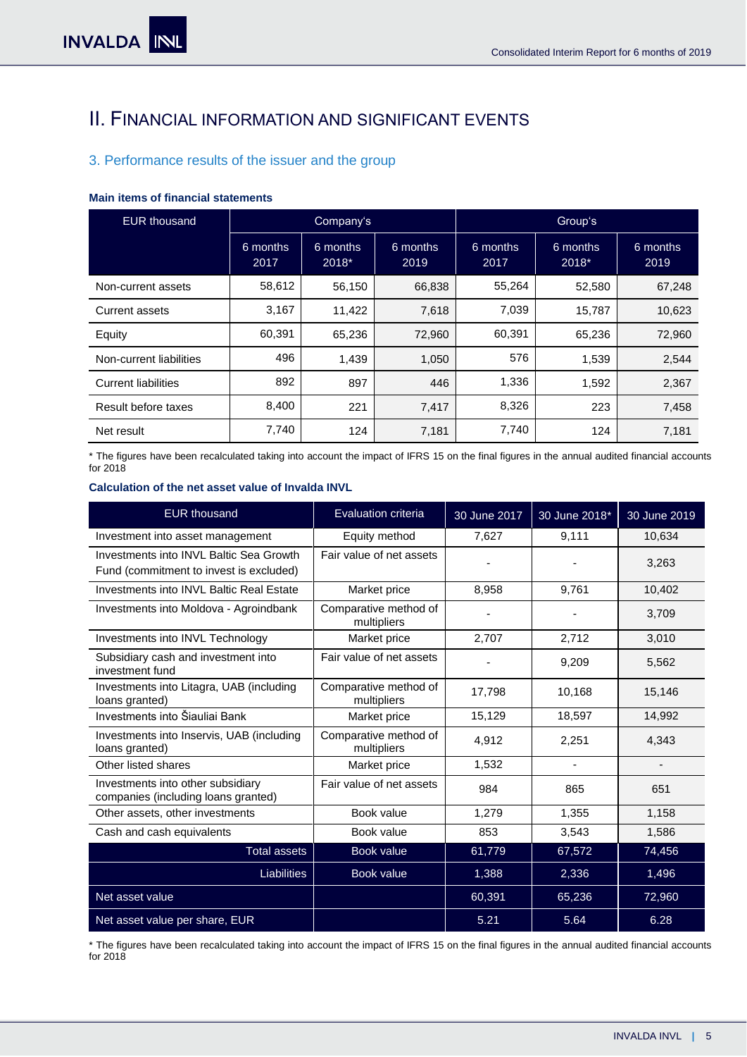# II. Financial information and significant events

## 3. Performance results of the issuer and the group

**Main items of financial statements**

| EUR thousand | Company's | | | Group's | | |
|---|---|---|---|---|---|---|
| | 6 months 2017 | 6 months 2018* | 6 months 2019 | 6 months 2017 | 6 months 2018* | 6 months 2019 |
| Non-current assets | 58,612 | 56,150 | 66,838 | 55,264 | 52,580 | 67,248 |
| Current assets | 3,167 | 11,422 | 7,618 | 7,039 | 15,787 | 10,623 |
| Equity | 60,391 | 65,236 | 72,960 | 60,391 | 65,236 | 72,960 |
| Non-current liabilities | 496 | 1,439 | 1,050 | 576 | 1,539 | 2,544 |
| Current liabilities | 892 | 897 | 446 | 1,336 | 1,592 | 2,367 |
| Result before taxes | 8,400 | 221 | 7,417 | 8,326 | 223 | 7,458 |
| Net result | 7,740 | 124 | 7,181 | 7,740 | 124 | 7,181 |

* The figures have been recalculated taking into account the impact of IFRS 15 on the final figures in the annual audited financial accounts for 2018

**Calculation of the net asset value of Invalda INVL**

| EUR thousand | Evaluation criteria | 30 June 2017 | 30 June 2018* | 30 June 2019 |
|---|---|---|---|---|
| Investment into asset management | Equity method | 7,627 | 9,111 | 10,634 |
| Investments into INVL Baltic Sea Growth Fund (commitment to invest is excluded) | Fair value of net assets | - | - | 3,263 |
| Investments into INVL Baltic Real Estate | Market price | 8,958 | 9,761 | 10,402 |
| Investments into Moldova - Agroindbank | Comparative method of multipliers | - | - | 3,709 |
| Investments into INVL Technology | Market price | 2,707 | 2,712 | 3,010 |
| Subsidiary cash and investment into investment fund | Fair value of net assets | - | 9,209 | 5,562 |
| Investments into Litagra, UAB (including loans granted) | Comparative method of multipliers | 17,798 | 10,168 | 15,146 |
| Investments into Šiauliai Bank | Market price | 15,129 | 18,597 | 14,992 |
| Investments into Inservis, UAB (including loans granted) | Comparative method of multipliers | 4,912 | 2,251 | 4,343 |
| Other listed shares | Market price | 1,532 | - | - |
| Investments into other subsidiary companies (including loans granted) | Fair value of net assets | 984 | 865 | 651 |
| Other assets, other investments | Book value | 1,279 | 1,355 | 1,158 |
| Cash and cash equivalents | Book value | 853 | 3,543 | 1,586 |
| Total assets | Book value | 61,779 | 67,572 | 74,456 |
| Liabilities | Book value | 1,388 | 2,336 | 1,496 |
| Net asset value | | 60,391 | 65,236 | 72,960 |
| Net asset value per share, EUR | | 5.21 | 5.64 | 6.28 |

* The figures have been recalculated taking into account the impact of IFRS 15 on the final figures in the annual audited financial accounts for 2018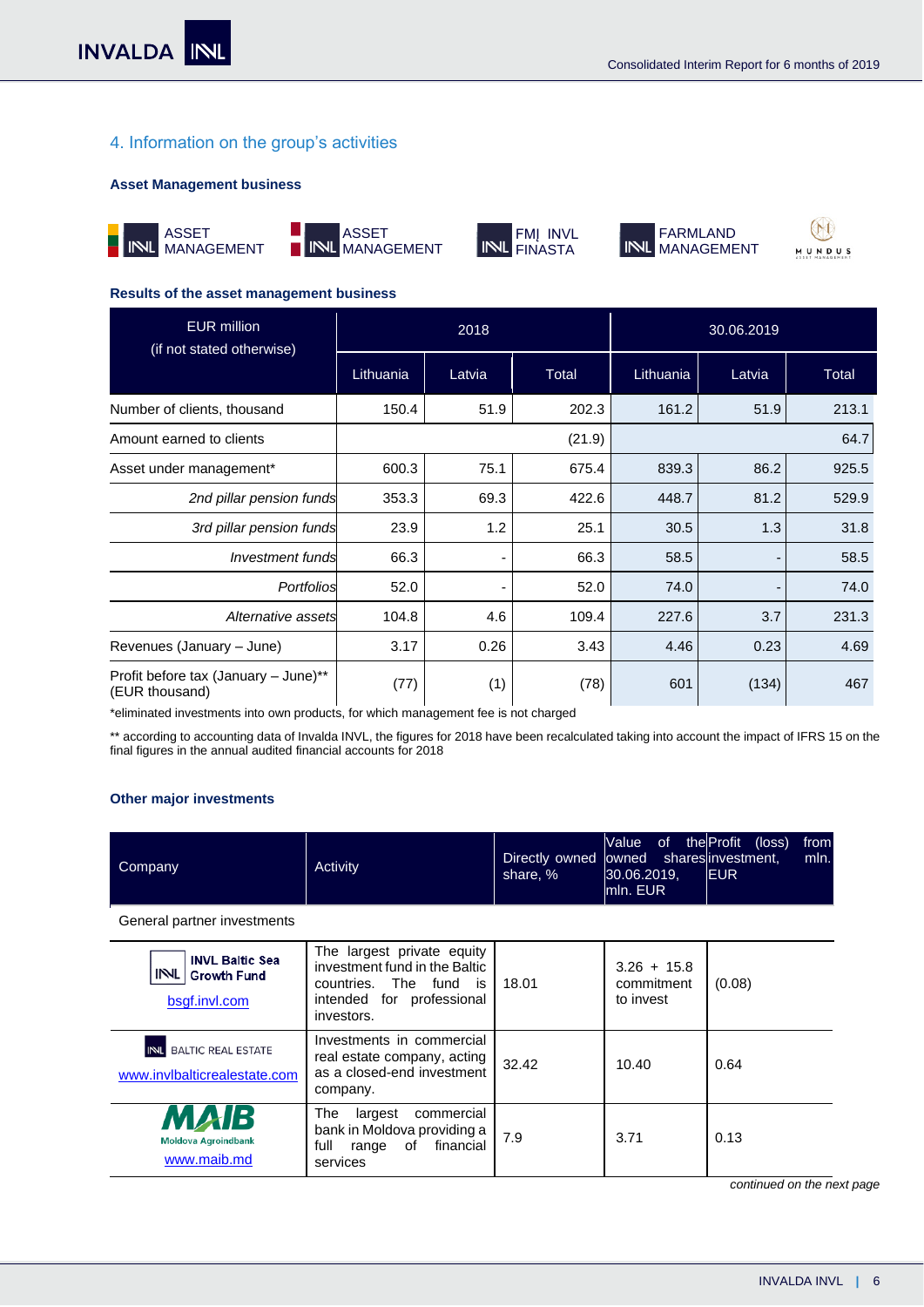## 4. Information on the group's activities

**Asset Management business**

ASSET MANAGEMENT | ASSET MANAGEMENT | FMĮ INVL FINASTA | FARMLAND MANAGEMENT | MUNDUS

**Results of the asset management business**

| EUR million (if not stated otherwise) | 2018 | | | 30.06.2019 | | |
|---|---|---|---|---|---|---|
| | Lithuania | Latvia | Total | Lithuania | Latvia | Total |
| Number of clients, thousand | 150.4 | 51.9 | 202.3 | 161.2 | 51.9 | 213.1 |
| Amount earned to clients | | | (21.9) | | | 64.7 |
| Asset under management* | 600.3 | 75.1 | 675.4 | 839.3 | 86.2 | 925.5 |
| *2nd pillar pension funds* | 353.3 | 69.3 | 422.6 | 448.7 | 81.2 | 529.9 |
| *3rd pillar pension funds* | 23.9 | 1.2 | 25.1 | 30.5 | 1.3 | 31.8 |
| *Investment funds* | 66.3 | - | 66.3 | 58.5 | - | 58.5 |
| *Portfolios* | 52.0 | - | 52.0 | 74.0 | - | 74.0 |
| *Alternative assets* | 104.8 | 4.6 | 109.4 | 227.6 | 3.7 | 231.3 |
| Revenues (January – June) | 3.17 | 0.26 | 3.43 | 4.46 | 0.23 | 4.69 |
| Profit before tax (January – June)** (EUR thousand) | (77) | (1) | (78) | 601 | (134) | 467 |

*eliminated investments into own products, for which management fee is not charged

** according to accounting data of Invalda INVL, the figures for 2018 have been recalculated taking into account the impact of IFRS 15 on the final figures in the annual audited financial accounts for 2018

**Other major investments**

| Company | Activity | Directly owned share, % | Value of the owned shares 30.06.2019, mln. EUR | Profit (loss) from investment, mln. EUR |
|---|---|---|---|---|
| General partner investments | | | | |
| INVL Baltic Sea Growth Fund bsgf.invl.com | The largest private equity investment fund in the Baltic countries. The fund is intended for professional investors. | 18.01 | 3.26 + 15.8 commitment to invest | (0.08) |
| INVL BALTIC REAL ESTATE www.invlbalticrealestate.com | Investments in commercial real estate company, acting as a closed-end investment company. | 32.42 | 10.40 | 0.64 |
| MAIB Moldova Agroindbank www.maib.md | The largest commercial bank in Moldova providing a full range of financial services | 7.9 | 3.71 | 0.13 |

*continued on the next page*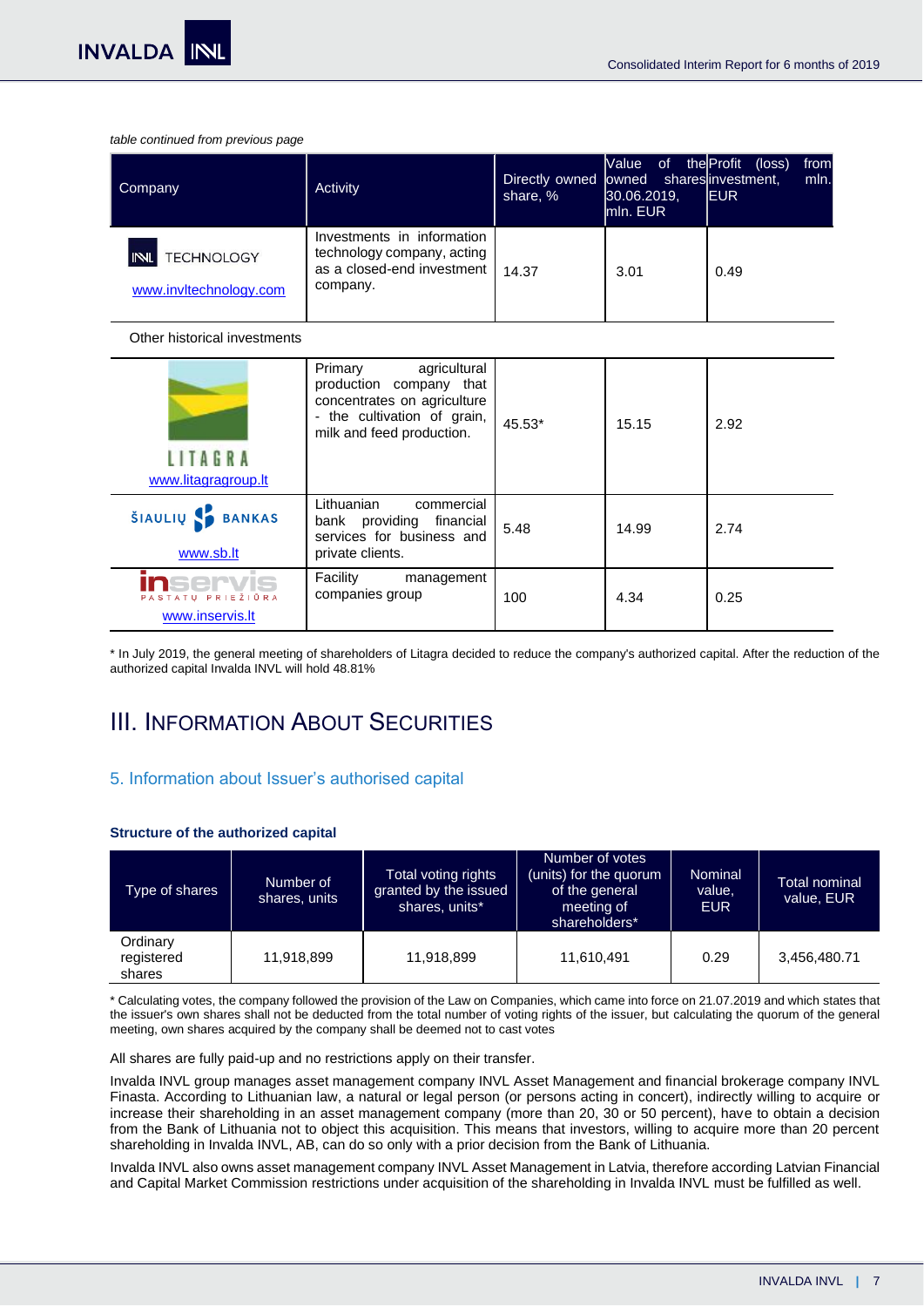*table continued from previous page*

| Company | Activity | Directly owned share, % | Value of the owned shares 30.06.2019, mln. EUR | Profit (loss) from investment, mln. EUR |
|---|---|---|---|---|
| INVL TECHNOLOGY www.invltechnology.com | Investments in information technology company, acting as a closed-end investment company. | 14.37 | 3.01 | 0.49 |
| Other historical investments | | | | |
| LITAGRA www.litagragroup.lt | Primary agricultural production company that concentrates on agriculture - the cultivation of grain, milk and feed production. | 45.53* | 15.15 | 2.92 |
| ŠIAULIŲ BANKAS www.sb.lt | Lithuanian commercial bank providing financial services for business and private clients. | 5.48 | 14.99 | 2.74 |
| inservis PASTATŲ PRIEŽIŪRA www.inservis.lt | Facility management companies group | 100 | 4.34 | 0.25 |

\* In July 2019, the general meeting of shareholders of Litagra decided to reduce the company's authorized capital. After the reduction of the authorized capital Invalda INVL will hold 48.81%

# III. Information About Securities

## 5. Information about Issuer's authorised capital

**Structure of the authorized capital**

| Type of shares | Number of shares, units | Total voting rights granted by the issued shares, units* | Number of votes (units) for the quorum of the general meeting of shareholders* | Nominal value, EUR | Total nominal value, EUR |
|---|---|---|---|---|---|
| Ordinary registered shares | 11,918,899 | 11,918,899 | 11,610,491 | 0.29 | 3,456,480.71 |

\* Calculating votes, the company followed the provision of the Law on Companies, which came into force on 21.07.2019 and which states that the issuer's own shares shall not be deducted from the total number of voting rights of the issuer, but calculating the quorum of the general meeting, own shares acquired by the company shall be deemed not to cast votes

All shares are fully paid-up and no restrictions apply on their transfer.

Invalda INVL group manages asset management company INVL Asset Management and financial brokerage company INVL Finasta. According to Lithuanian law, a natural or legal person (or persons acting in concert), indirectly willing to acquire or increase their shareholding in an asset management company (more than 20, 30 or 50 percent), have to obtain a decision from the Bank of Lithuania not to object this acquisition. This means that investors, willing to acquire more than 20 percent shareholding in Invalda INVL, AB, can do so only with a prior decision from the Bank of Lithuania.

Invalda INVL also owns asset management company INVL Asset Management in Latvia, therefore according Latvian Financial and Capital Market Commission restrictions under acquisition of the shareholding in Invalda INVL must be fulfilled as well.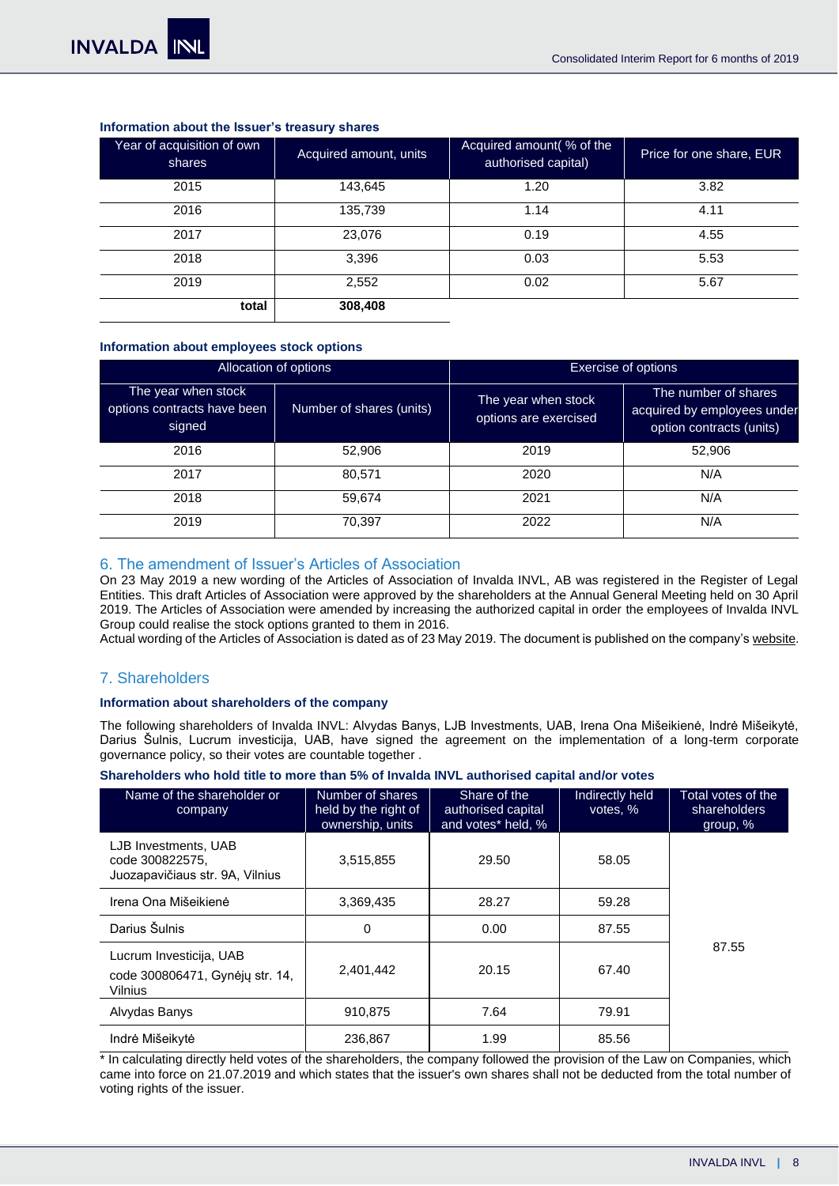**Information about the Issuer's treasury shares**

| Year of acquisition of own shares | Acquired amount, units | Acquired amount( % of the authorised capital) | Price for one share, EUR |
|---|---|---|---|
| 2015 | 143,645 | 1.20 | 3.82 |
| 2016 | 135,739 | 1.14 | 4.11 |
| 2017 | 23,076 | 0.19 | 4.55 |
| 2018 | 3,396 | 0.03 | 5.53 |
| 2019 | 2,552 | 0.02 | 5.67 |
| **total** | **308,408** | | |

**Information about employees stock options**

| Allocation of options | | Exercise of options | |
|---|---|---|---|
| The year when stock options contracts have been signed | Number of shares (units) | The year when stock options are exercised | The number of shares acquired by employees under option contracts (units) |
| 2016 | 52,906 | 2019 | 52,906 |
| 2017 | 80,571 | 2020 | N/A |
| 2018 | 59,674 | 2021 | N/A |
| 2019 | 70,397 | 2022 | N/A |

## 6. The amendment of Issuer's Articles of Association

On 23 May 2019 a new wording of the Articles of Association of Invalda INVL, AB was registered in the Register of Legal Entities. This draft Articles of Association were approved by the shareholders at the Annual General Meeting held on 30 April 2019. The Articles of Association were amended by increasing the authorized capital in order the employees of Invalda INVL Group could realise the stock options granted to them in 2016.

Actual wording of the Articles of Association is dated as of 23 May 2019. The document is published on the company's website.

## 7. Shareholders

**Information about shareholders of the company**

The following shareholders of Invalda INVL: Alvydas Banys, LJB Investments, UAB, Irena Ona Mišeikienė, Indrė Mišeikytė, Darius Šulnis, Lucrum investicija, UAB, have signed the agreement on the implementation of a long-term corporate governance policy, so their votes are countable together .

**Shareholders who hold title to more than 5% of Invalda INVL authorised capital and/or votes**

| Name of the shareholder or company | Number of shares held by the right of ownership, units | Share of the authorised capital and votes* held, % | Indirectly held votes, % | Total votes of the shareholders group, % |
|---|---|---|---|---|
| LJB Investments, UAB code 300822575, Juozapavičiaus str. 9A, Vilnius | 3,515,855 | 29.50 | 58.05 | 87.55 |
| Irena Ona Mišeikienė | 3,369,435 | 28.27 | 59.28 | |
| Darius Šulnis | 0 | 0.00 | 87.55 | |
| Lucrum Investicija, UAB code 300806471, Gynėjų str. 14, Vilnius | 2,401,442 | 20.15 | 67.40 | |
| Alvydas Banys | 910,875 | 7.64 | 79.91 | |
| Indrė Mišeikytė | 236,867 | 1.99 | 85.56 | |

* In calculating directly held votes of the shareholders, the company followed the provision of the Law on Companies, which came into force on 21.07.2019 and which states that the issuer's own shares shall not be deducted from the total number of voting rights of the issuer.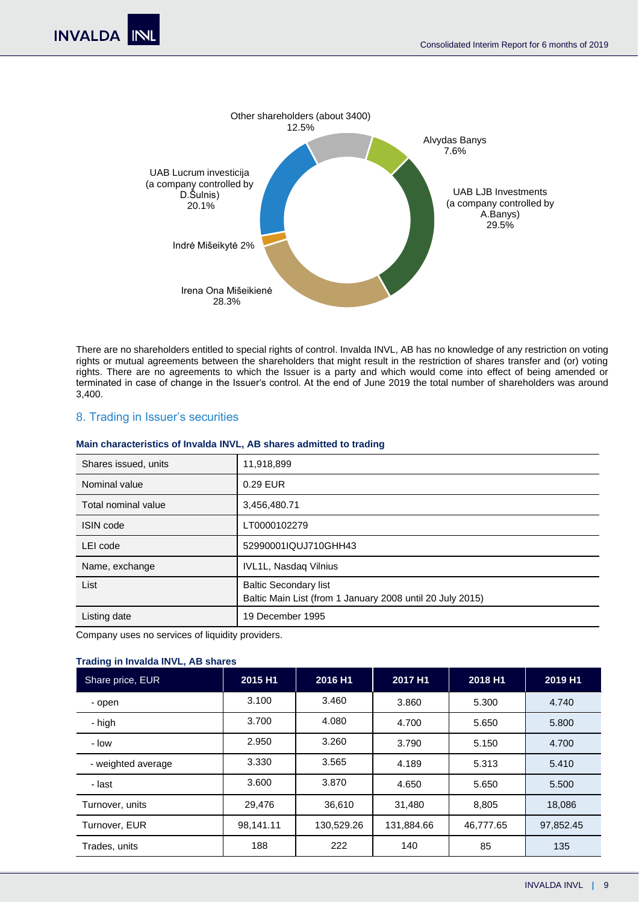Other shareholders (about 3400)
12.5%

Alvydas Banys
7.6%

UAB LJB Investments
(a company controlled by
A.Banys)
29.5%

Irena Ona Mišeikienė
28.3%

Indrė Mišeikytė 2%

UAB Lucrum investicija
(a company controlled by
D.Šulnis)
20.1%

There are no shareholders entitled to special rights of control. Invalda INVL, AB has no knowledge of any restriction on voting rights or mutual agreements between the shareholders that might result in the restriction of shares transfer and (or) voting rights. There are no agreements to which the Issuer is a party and which would come into effect of being amended or terminated in case of change in the Issuer's control. At the end of June 2019 the total number of shareholders was around 3,400.

## 8. Trading in Issuer's securities

**Main characteristics of Invalda INVL, AB shares admitted to trading**

| | |
|---|---|
| Shares issued, units | 11,918,899 |
| Nominal value | 0.29 EUR |
| Total nominal value | 3,456,480.71 |
| ISIN code | LT0000102279 |
| LEI code | 52990001IQUJ710GHH43 |
| Name, exchange | IVL1L, Nasdaq Vilnius |
| List | Baltic Secondary list<br>Baltic Main List (from 1 January 2008 until 20 July 2015) |
| Listing date | 19 December 1995 |

Company uses no services of liquidity providers.

**Trading in Invalda INVL, AB shares**

| Share price, EUR | 2015 H1 | 2016 H1 | 2017 H1 | 2018 H1 | 2019 H1 |
|---|---|---|---|---|---|
| - open | 3.100 | 3.460 | 3.860 | 5.300 | 4.740 |
| - high | 3.700 | 4.080 | 4.700 | 5.650 | 5.800 |
| - low | 2.950 | 3.260 | 3.790 | 5.150 | 4.700 |
| - weighted average | 3.330 | 3.565 | 4.189 | 5.313 | 5.410 |
| - last | 3.600 | 3.870 | 4.650 | 5.650 | 5.500 |
| Turnover, units | 29,476 | 36,610 | 31,480 | 8,805 | 18,086 |
| Turnover, EUR | 98,141.11 | 130,529.26 | 131,884.66 | 46,777.65 | 97,852.45 |
| Trades, units | 188 | 222 | 140 | 85 | 135 |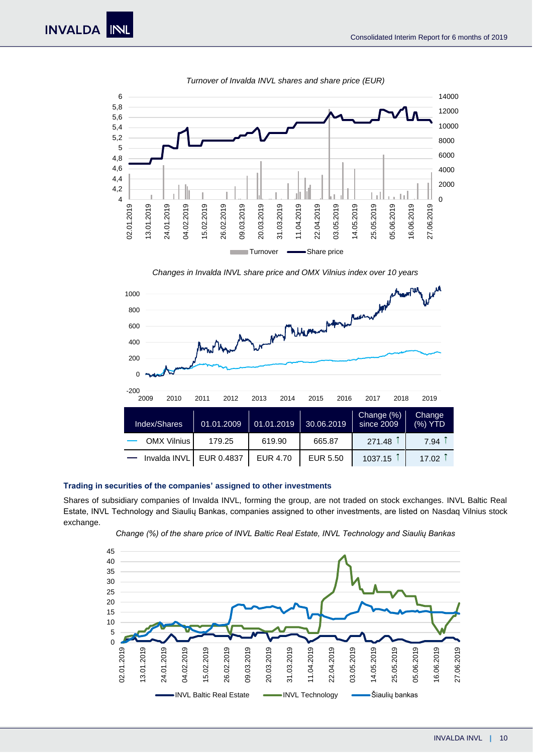*Turnover of Invalda INVL shares and share price (EUR)*

*Changes in Invalda INVL share price and OMX Vilnius index over 10 years*

| Index/Shares | 01.01.2009 | 01.01.2019 | 30.06.2019 | Change (%) since 2009 | Change (%) YTD |
|---|---|---|---|---|---|
| OMX Vilnius | 179.25 | 619.90 | 665.87 | 271.48 ↑ | 7.94 ↑ |
| Invalda INVL | EUR 0.4837 | EUR 4.70 | EUR 5.50 | 1037.15 ↑ | 17.02 ↑ |

**Trading in securities of the companies' assigned to other investments**

Shares of subsidiary companies of Invalda INVL, forming the group, are not traded on stock exchanges. INVL Baltic Real Estate, INVL Technology and Siaulių Bankas, companies assigned to other investments, are listed on Nasdaq Vilnius stock exchange.

*Change (%) of the share price of INVL Baltic Real Estate, INVL Technology and Siaulių Bankas*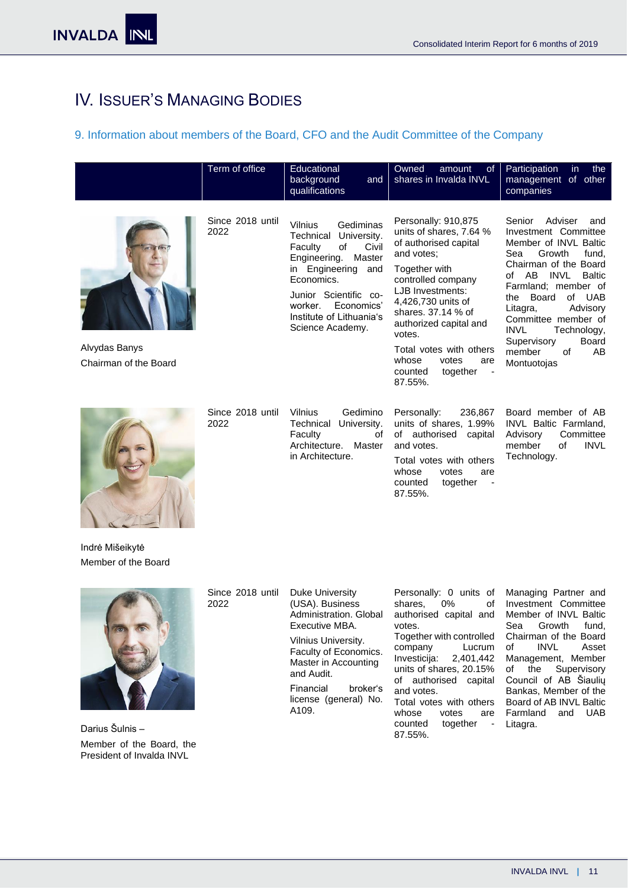# IV. ISSUER'S MANAGING BODIES

## 9. Information about members of the Board, CFO and the Audit Committee of the Company

| | Term of office | Educational background and qualifications | Owned amount of shares in Invalda INVL | Participation in the management of other companies |
|---|---|---|---|---|
| Alvydas Banys<br>Chairman of the Board | Since 2018 until 2022 | Vilnius Gediminas Technical University. Faculty of Civil Engineering. Master in Engineering and Economics.<br>Junior Scientific co-worker. Economics' Institute of Lithuania's Science Academy. | Personally: 910,875 units of shares, 7.64 % of authorised capital and votes;<br>Together with controlled company LJB Investments: 4,426,730 units of shares. 37.14 % of authorized capital and votes.<br>Total votes with others whose votes are counted together - 87.55%. | Senior Adviser and Investment Committee Member of INVL Baltic Sea Growth fund, Chairman of the Board of AB INVL Baltic Farmland; member of the Board of UAB Litagra, Advisory Committee member of INVL Technology, Supervisory Board member of AB Montuotojas |
| Indrė Mišeikytė<br>Member of the Board | Since 2018 until 2022 | Vilnius Gedimino Technical University. Faculty of Architecture. Master in Architecture. | Personally: 236,867 units of shares, 1.99% of authorised capital and votes.<br>Total votes with others whose votes are counted together - 87.55%. | Board member of AB INVL Baltic Farmland, Advisory Committee member of INVL Technology. |
| Darius Šulnis –<br>Member of the Board, the President of Invalda INVL | Since 2018 until 2022 | Duke University (USA). Business Administration. Global Executive MBA.<br>Vilnius University. Faculty of Economics. Master in Accounting and Audit.<br>Financial broker's license (general) No. A109. | Personally: 0 units of shares, 0% of authorised capital and votes.<br>Together with controlled company Lucrum Investicija: 2,401,442 units of shares, 20.15% of authorised capital and votes.<br>Total votes with others whose votes are counted together - 87.55%. | Managing Partner and Investment Committee Member of INVL Baltic Sea Growth fund, Chairman of the Board of INVL Asset Management, Member of the Supervisory Council of AB Šiaulių Bankas, Member of the Board of AB INVL Baltic Farmland and UAB Litagra. |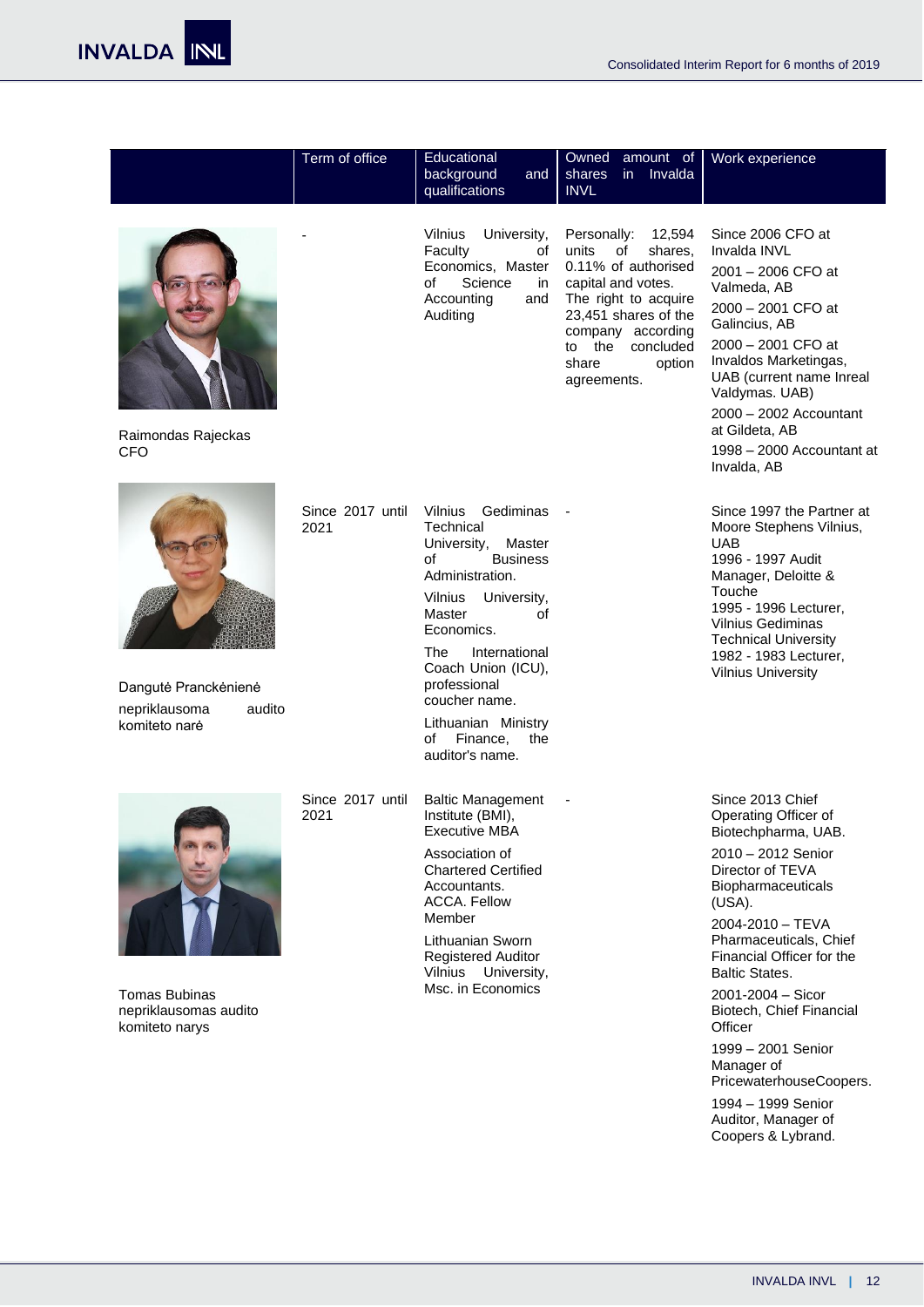| | Term of office | Educational background and qualifications | Owned amount of shares in Invalda INVL | Work experience |
|---|---|---|---|---|
| Raimondas Rajeckas CFO | - | Vilnius University, Faculty of Economics, Master of Science in Accounting and Auditing | Personally: 12,594 units of shares, 0.11% of authorised capital and votes. The right to acquire 23,451 shares of the company according to the concluded share option agreements. | Since 2006 CFO at Invalda INVL<br>2001 – 2006 CFO at Valmeda, AB<br>2000 – 2001 CFO at Galincius, AB<br>2000 – 2001 CFO at Invaldos Marketingas, UAB (current name Inreal Valdymas. UAB)<br>2000 – 2002 Accountant at Gildeta, AB<br>1998 – 2000 Accountant at Invalda, AB |
| Dangutė Pranckėnienė nepriklausoma audito komiteto narė | Since 2017 until 2021 | Vilnius Gediminas Technical University, Master of Business Administration.<br>Vilnius University, Master of Economics.<br>The International Coach Union (ICU), professional coucher name.<br>Lithuanian Ministry of Finance, the auditor's name. | - | Since 1997 the Partner at Moore Stephens Vilnius, UAB<br>1996 - 1997 Audit Manager, Deloitte & Touche<br>1995 - 1996 Lecturer, Vilnius Gediminas Technical University<br>1982 - 1983 Lecturer, Vilnius University |
| Tomas Bubinas nepriklausomas audito komiteto narys | Since 2017 until 2021 | Baltic Management Institute (BMI), Executive MBA<br>Association of Chartered Certified Accountants. ACCA. Fellow Member<br>Lithuanian Sworn Registered Auditor Vilnius University, Msc. in Economics | - | Since 2013 Chief Operating Officer of Biotechpharma, UAB.<br>2010 – 2012 Senior Director of TEVA Biopharmaceuticals (USA).<br>2004-2010 – TEVA Pharmaceuticals, Chief Financial Officer for the Baltic States.<br>2001-2004 – Sicor Biotech, Chief Financial Officer<br>1999 – 2001 Senior Manager of PricewaterhouseCoopers.<br>1994 – 1999 Senior Auditor, Manager of Coopers & Lybrand. |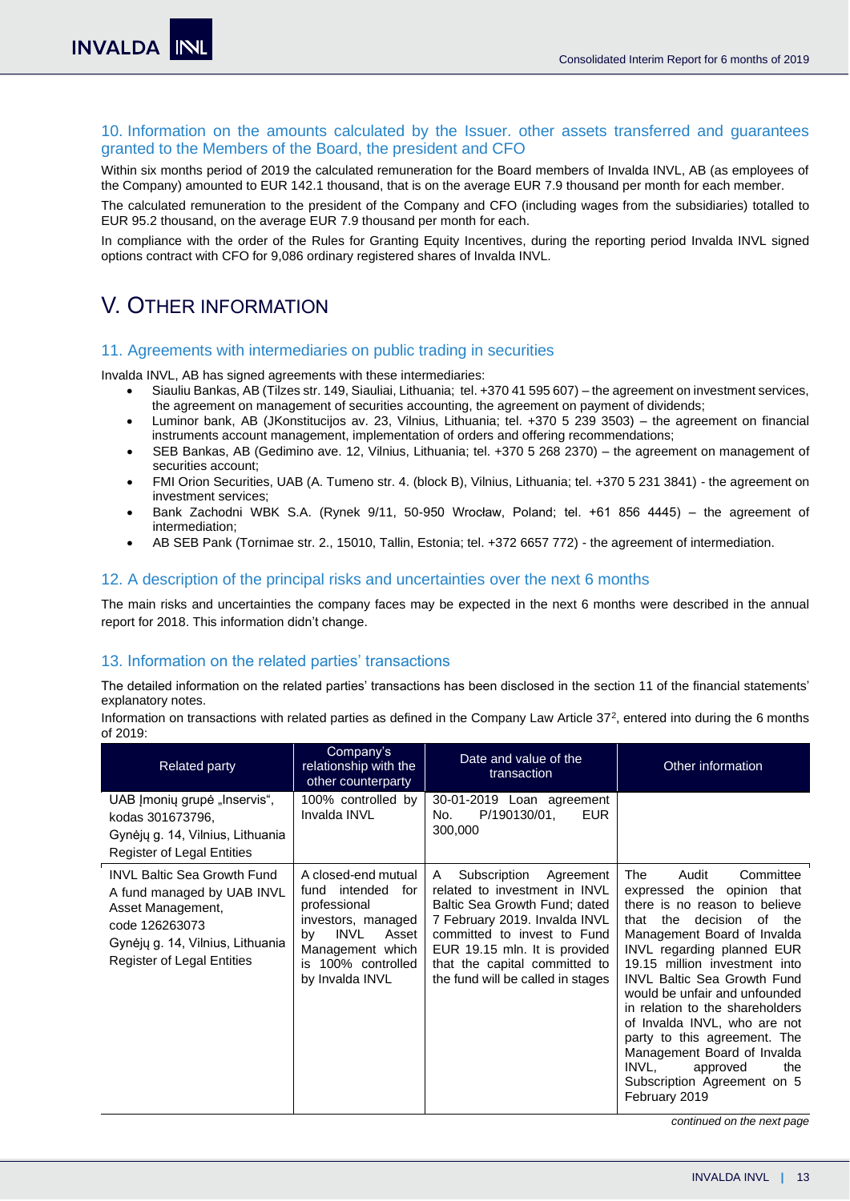## 10. Information on the amounts calculated by the Issuer. other assets transferred and guarantees granted to the Members of the Board, the president and CFO

Within six months period of 2019 the calculated remuneration for the Board members of Invalda INVL, AB (as employees of the Company) amounted to EUR 142.1 thousand, that is on the average EUR 7.9 thousand per month for each member.

The calculated remuneration to the president of the Company and CFO (including wages from the subsidiaries) totalled to EUR 95.2 thousand, on the average EUR 7.9 thousand per month for each.

In compliance with the order of the Rules for Granting Equity Incentives, during the reporting period Invalda INVL signed options contract with CFO for 9,086 ordinary registered shares of Invalda INVL.

# V. OTHER INFORMATION

## 11. Agreements with intermediaries on public trading in securities

Invalda INVL, AB has signed agreements with these intermediaries:

- Siauliu Bankas, AB (Tilzes str. 149, Siauliai, Lithuania; tel. +370 41 595 607) – the agreement on investment services, the agreement on management of securities accounting, the agreement on payment of dividends;
- Luminor bank, AB (JKonstitucijos av. 23, Vilnius, Lithuania; tel. +370 5 239 3503) – the agreement on financial instruments account management, implementation of orders and offering recommendations;
- SEB Bankas, AB (Gedimino ave. 12, Vilnius, Lithuania; tel. +370 5 268 2370) – the agreement on management of securities account;
- FMI Orion Securities, UAB (A. Tumeno str. 4. (block B), Vilnius, Lithuania; tel. +370 5 231 3841) - the agreement on investment services;
- Bank Zachodni WBK S.A. (Rynek 9/11, 50-950 Wrocław, Poland; tel. +61 856 4445) – the agreement of intermediation;
- AB SEB Pank (Tornimae str. 2., 15010, Tallin, Estonia; tel. +372 6657 772) - the agreement of intermediation.

## 12. A description of the principal risks and uncertainties over the next 6 months

The main risks and uncertainties the company faces may be expected in the next 6 months were described in the annual report for 2018. This information didn't change.

## 13. Information on the related parties' transactions

The detailed information on the related parties' transactions has been disclosed in the section 11 of the financial statements' explanatory notes.

Information on transactions with related parties as defined in the Company Law Article 37[2], entered into during the 6 months of 2019:

| Related party | Company's relationship with the other counterparty | Date and value of the transaction | Other information |
|---|---|---|---|
| UAB Įmonių grupė „Inservis", kodas 301673796, Gynėjų g. 14, Vilnius, Lithuania Register of Legal Entities | 100% controlled by Invalda INVL | 30-01-2019 Loan agreement No. P/190130/01, EUR 300,000 | |
| INVL Baltic Sea Growth Fund A fund managed by UAB INVL Asset Management, code 126263073 Gynėjų g. 14, Vilnius, Lithuania Register of Legal Entities | A closed-end mutual fund intended for professional investors, managed by INVL Asset Management which is 100% controlled by Invalda INVL | A Subscription Agreement related to investment in INVL Baltic Sea Growth Fund; dated 7 February 2019. Invalda INVL committed to invest to Fund EUR 19.15 mln. It is provided that the capital committed to the fund will be called in stages | The Audit Committee expressed the opinion that there is no reason to believe that the decision of the Management Board of Invalda INVL regarding planned EUR 19.15 million investment into INVL Baltic Sea Growth Fund would be unfair and unfounded in relation to the shareholders of Invalda INVL, who are not party to this agreement. The Management Board of Invalda INVL, approved the Subscription Agreement on 5 February 2019 |

*continued on the next page*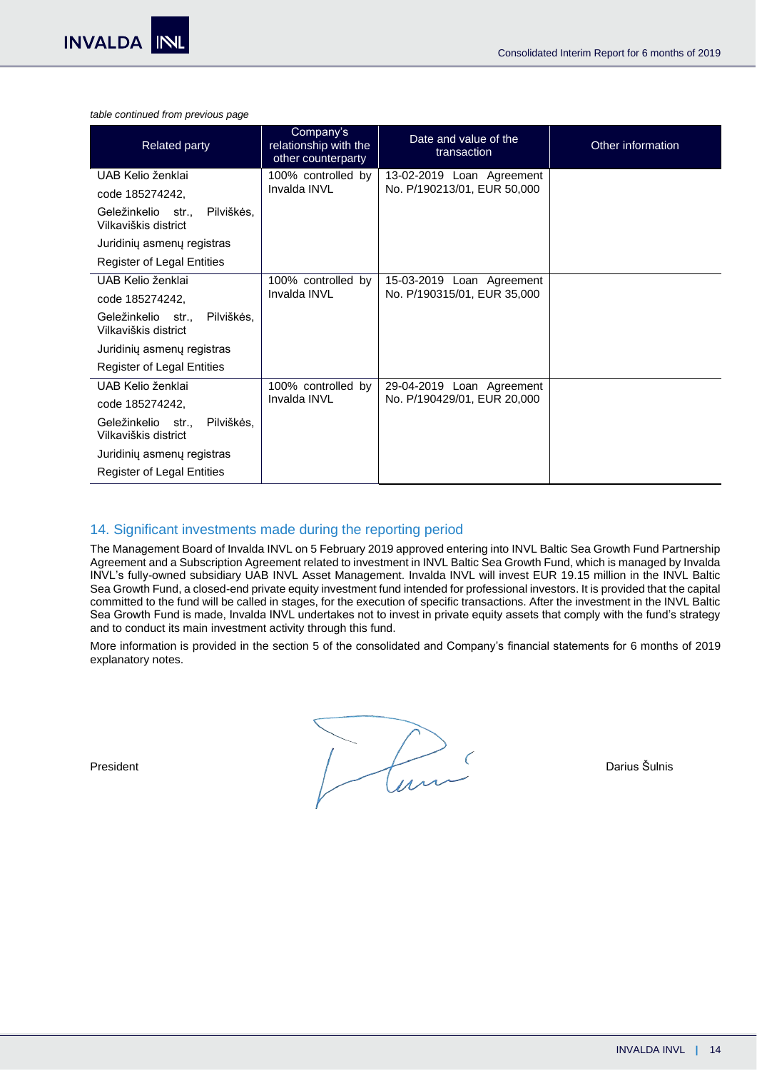*table continued from previous page*

| Related party | Company's relationship with the other counterparty | Date and value of the transaction | Other information |
|---|---|---|---|
| UAB Kelio ženklai<br>code 185274242,<br>Geležinkelio str., Pilviškės, Vilkaviškis district<br>Juridinių asmenų registras<br>Register of Legal Entities | 100% controlled by Invalda INVL | 13-02-2019 Loan Agreement No. P/190213/01, EUR 50,000 | |
| UAB Kelio ženklai<br>code 185274242,<br>Geležinkelio str., Pilviškės, Vilkaviškis district<br>Juridinių asmenų registras<br>Register of Legal Entities | 100% controlled by Invalda INVL | 15-03-2019 Loan Agreement No. P/190315/01, EUR 35,000 | |
| UAB Kelio ženklai<br>code 185274242,<br>Geležinkelio str., Pilviškės, Vilkaviškis district<br>Juridinių asmenų registras<br>Register of Legal Entities | 100% controlled by Invalda INVL | 29-04-2019 Loan Agreement No. P/190429/01, EUR 20,000 | |

## 14. Significant investments made during the reporting period

The Management Board of Invalda INVL on 5 February 2019 approved entering into INVL Baltic Sea Growth Fund Partnership Agreement and a Subscription Agreement related to investment in INVL Baltic Sea Growth Fund, which is managed by Invalda INVL's fully-owned subsidiary UAB INVL Asset Management. Invalda INVL will invest EUR 19.15 million in the INVL Baltic Sea Growth Fund, a closed-end private equity investment fund intended for professional investors. It is provided that the capital committed to the fund will be called in stages, for the execution of specific transactions. After the investment in the INVL Baltic Sea Growth Fund is made, Invalda INVL undertakes not to invest in private equity assets that comply with the fund's strategy and to conduct its main investment activity through this fund.

More information is provided in the section 5 of the consolidated and Company's financial statements for 6 months of 2019 explanatory notes.

President Darius Šulnis